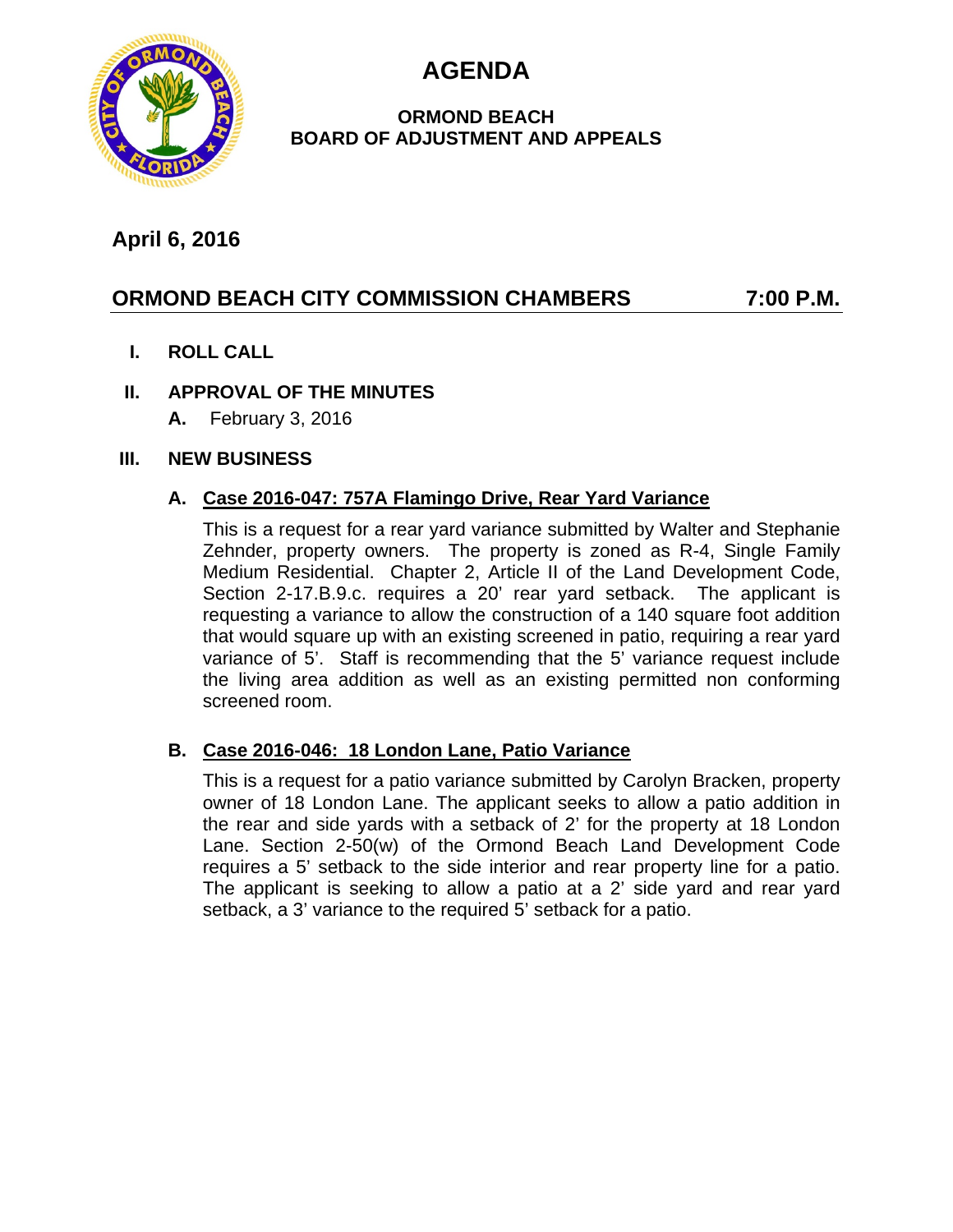# AGENDA

**ORMOND BEACH**
**BOARD OF ADJUSTMENT AND APPEALS**

**April 6, 2016**

## ORMOND BEACH CITY COMMISSION CHAMBERS 7:00 P.M.

**I. ROLL CALL**

**II. APPROVAL OF THE MINUTES**

**A.** February 3, 2016

**III. NEW BUSINESS**

**A. Case 2016-047: 757A Flamingo Drive, Rear Yard Variance**

This is a request for a rear yard variance submitted by Walter and Stephanie Zehnder, property owners. The property is zoned as R-4, Single Family Medium Residential. Chapter 2, Article II of the Land Development Code, Section 2-17.B.9.c. requires a 20' rear yard setback. The applicant is requesting a variance to allow the construction of a 140 square foot addition that would square up with an existing screened in patio, requiring a rear yard variance of 5'. Staff is recommending that the 5' variance request include the living area addition as well as an existing permitted non conforming screened room.

**B. Case 2016-046: 18 London Lane, Patio Variance**

This is a request for a patio variance submitted by Carolyn Bracken, property owner of 18 London Lane. The applicant seeks to allow a patio addition in the rear and side yards with a setback of 2' for the property at 18 London Lane. Section 2-50(w) of the Ormond Beach Land Development Code requires a 5' setback to the side interior and rear property line for a patio. The applicant is seeking to allow a patio at a 2' side yard and rear yard setback, a 3' variance to the required 5' setback for a patio.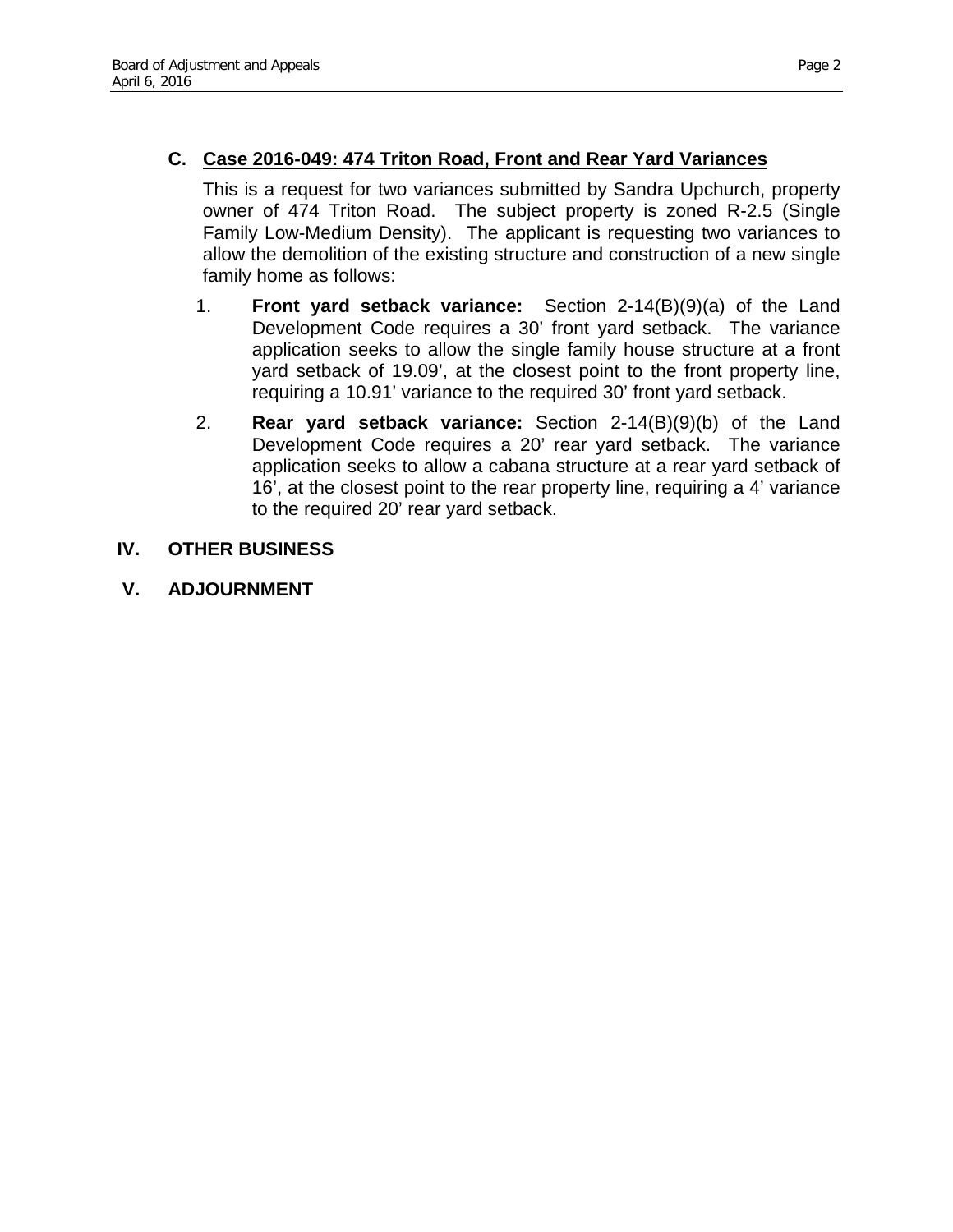### C. Case 2016-049: 474 Triton Road, Front and Rear Yard Variances

This is a request for two variances submitted by Sandra Upchurch, property owner of 474 Triton Road. The subject property is zoned R-2.5 (Single Family Low-Medium Density). The applicant is requesting two variances to allow the demolition of the existing structure and construction of a new single family home as follows:

1. **Front yard setback variance:** Section 2-14(B)(9)(a) of the Land Development Code requires a 30' front yard setback. The variance application seeks to allow the single family house structure at a front yard setback of 19.09', at the closest point to the front property line, requiring a 10.91' variance to the required 30' front yard setback.
2. **Rear yard setback variance:** Section 2-14(B)(9)(b) of the Land Development Code requires a 20' rear yard setback. The variance application seeks to allow a cabana structure at a rear yard setback of 16', at the closest point to the rear property line, requiring a 4' variance to the required 20' rear yard setback.

## IV. OTHER BUSINESS

## V. ADJOURNMENT